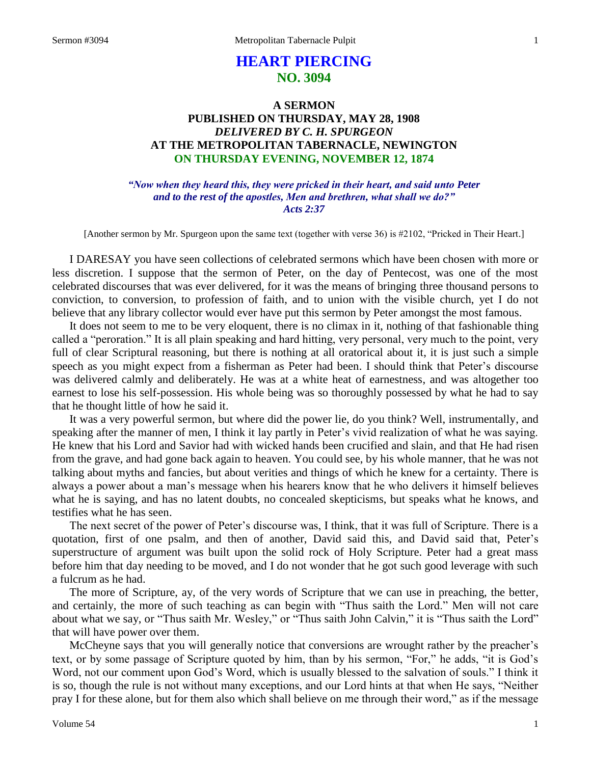# HEART PIERCING
## NO. 3094

### A SERMON
### PUBLISHED ON THURSDAY, MAY 28, 1908
### *DELIVERED BY C. H. SPURGEON*
### AT THE METROPOLITAN TABERNACLE, NEWINGTON
### ON THURSDAY EVENING, NOVEMBER 12, 1874

***"Now when they heard this, they were pricked in their heart, and said unto Peter and to the rest of the apostles, Men and brethren, what shall we do?" Acts 2:37***

[Another sermon by Mr. Spurgeon upon the same text (together with verse 36) is #2102, "Pricked in Their Heart.]

I DARESAY you have seen collections of celebrated sermons which have been chosen with more or less discretion. I suppose that the sermon of Peter, on the day of Pentecost, was one of the most celebrated discourses that was ever delivered, for it was the means of bringing three thousand persons to conviction, to conversion, to profession of faith, and to union with the visible church, yet I do not believe that any library collector would ever have put this sermon by Peter amongst the most famous.

It does not seem to me to be very eloquent, there is no climax in it, nothing of that fashionable thing called a "peroration." It is all plain speaking and hard hitting, very personal, very much to the point, very full of clear Scriptural reasoning, but there is nothing at all oratorical about it, it is just such a simple speech as you might expect from a fisherman as Peter had been. I should think that Peter's discourse was delivered calmly and deliberately. He was at a white heat of earnestness, and was altogether too earnest to lose his self-possession. His whole being was so thoroughly possessed by what he had to say that he thought little of how he said it.

It was a very powerful sermon, but where did the power lie, do you think? Well, instrumentally, and speaking after the manner of men, I think it lay partly in Peter's vivid realization of what he was saying. He knew that his Lord and Savior had with wicked hands been crucified and slain, and that He had risen from the grave, and had gone back again to heaven. You could see, by his whole manner, that he was not talking about myths and fancies, but about verities and things of which he knew for a certainty. There is always a power about a man's message when his hearers know that he who delivers it himself believes what he is saying, and has no latent doubts, no concealed skepticisms, but speaks what he knows, and testifies what he has seen.

The next secret of the power of Peter's discourse was, I think, that it was full of Scripture. There is a quotation, first of one psalm, and then of another, David said this, and David said that, Peter's superstructure of argument was built upon the solid rock of Holy Scripture. Peter had a great mass before him that day needing to be moved, and I do not wonder that he got such good leverage with such a fulcrum as he had.

The more of Scripture, ay, of the very words of Scripture that we can use in preaching, the better, and certainly, the more of such teaching as can begin with "Thus saith the Lord." Men will not care about what we say, or "Thus saith Mr. Wesley," or "Thus saith John Calvin," it is "Thus saith the Lord" that will have power over them.

McCheyne says that you will generally notice that conversions are wrought rather by the preacher's text, or by some passage of Scripture quoted by him, than by his sermon, "For," he adds, "it is God's Word, not our comment upon God's Word, which is usually blessed to the salvation of souls." I think it is so, though the rule is not without many exceptions, and our Lord hints at that when He says, "Neither pray I for these alone, but for them also which shall believe on me through their word," as if the message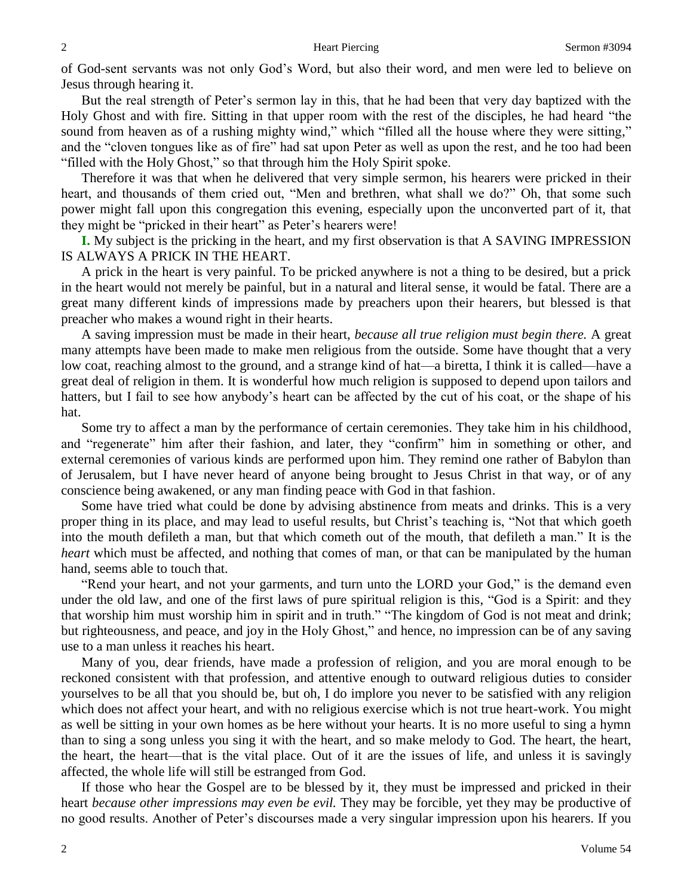of God-sent servants was not only God's Word, but also their word, and men were led to believe on Jesus through hearing it.

But the real strength of Peter's sermon lay in this, that he had been that very day baptized with the Holy Ghost and with fire. Sitting in that upper room with the rest of the disciples, he had heard "the sound from heaven as of a rushing mighty wind," which "filled all the house where they were sitting," and the "cloven tongues like as of fire" had sat upon Peter as well as upon the rest, and he too had been "filled with the Holy Ghost," so that through him the Holy Spirit spoke.

Therefore it was that when he delivered that very simple sermon, his hearers were pricked in their heart, and thousands of them cried out, "Men and brethren, what shall we do?" Oh, that some such power might fall upon this congregation this evening, especially upon the unconverted part of it, that they might be "pricked in their heart" as Peter's hearers were!

**I.** My subject is the pricking in the heart, and my first observation is that A SAVING IMPRESSION IS ALWAYS A PRICK IN THE HEART.

A prick in the heart is very painful. To be pricked anywhere is not a thing to be desired, but a prick in the heart would not merely be painful, but in a natural and literal sense, it would be fatal. There are a great many different kinds of impressions made by preachers upon their hearers, but blessed is that preacher who makes a wound right in their hearts.

A saving impression must be made in their heart, *because all true religion must begin there.* A great many attempts have been made to make men religious from the outside. Some have thought that a very low coat, reaching almost to the ground, and a strange kind of hat—a biretta, I think it is called—have a great deal of religion in them. It is wonderful how much religion is supposed to depend upon tailors and hatters, but I fail to see how anybody's heart can be affected by the cut of his coat, or the shape of his hat.

Some try to affect a man by the performance of certain ceremonies. They take him in his childhood, and "regenerate" him after their fashion, and later, they "confirm" him in something or other, and external ceremonies of various kinds are performed upon him. They remind one rather of Babylon than of Jerusalem, but I have never heard of anyone being brought to Jesus Christ in that way, or of any conscience being awakened, or any man finding peace with God in that fashion.

Some have tried what could be done by advising abstinence from meats and drinks. This is a very proper thing in its place, and may lead to useful results, but Christ's teaching is, "Not that which goeth into the mouth defileth a man, but that which cometh out of the mouth, that defileth a man." It is the *heart* which must be affected, and nothing that comes of man, or that can be manipulated by the human hand, seems able to touch that.

"Rend your heart, and not your garments, and turn unto the LORD your God," is the demand even under the old law, and one of the first laws of pure spiritual religion is this, "God is a Spirit: and they that worship him must worship him in spirit and in truth." "The kingdom of God is not meat and drink; but righteousness, and peace, and joy in the Holy Ghost," and hence, no impression can be of any saving use to a man unless it reaches his heart.

Many of you, dear friends, have made a profession of religion, and you are moral enough to be reckoned consistent with that profession, and attentive enough to outward religious duties to consider yourselves to be all that you should be, but oh, I do implore you never to be satisfied with any religion which does not affect your heart, and with no religious exercise which is not true heart-work. You might as well be sitting in your own homes as be here without your hearts. It is no more useful to sing a hymn than to sing a song unless you sing it with the heart, and so make melody to God. The heart, the heart, the heart, the heart—that is the vital place. Out of it are the issues of life, and unless it is savingly affected, the whole life will still be estranged from God.

If those who hear the Gospel are to be blessed by it, they must be impressed and pricked in their heart *because other impressions may even be evil.* They may be forcible, yet they may be productive of no good results. Another of Peter's discourses made a very singular impression upon his hearers. If you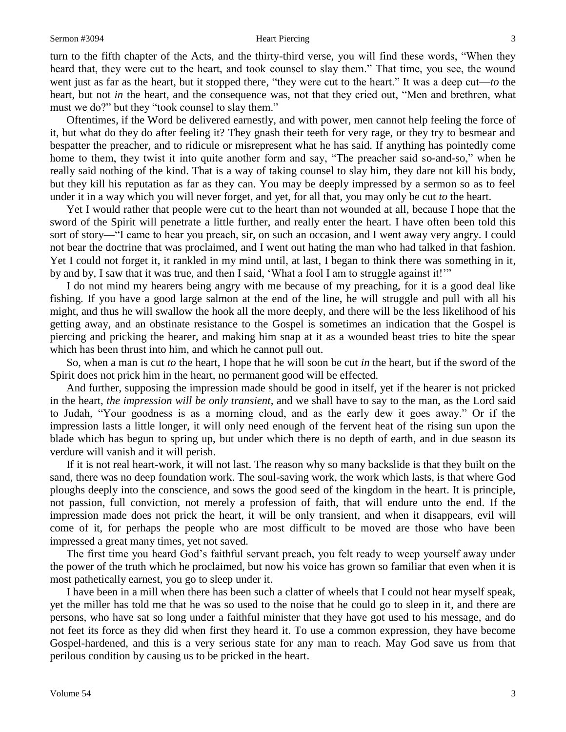turn to the fifth chapter of the Acts, and the thirty-third verse, you will find these words, "When they heard that, they were cut to the heart, and took counsel to slay them." That time, you see, the wound went just as far as the heart, but it stopped there, "they were cut to the heart." It was a deep cut—*to* the heart, but not *in* the heart, and the consequence was, not that they cried out, "Men and brethren, what must we do?" but they "took counsel to slay them."

Oftentimes, if the Word be delivered earnestly, and with power, men cannot help feeling the force of it, but what do they do after feeling it? They gnash their teeth for very rage, or they try to besmear and bespatter the preacher, and to ridicule or misrepresent what he has said. If anything has pointedly come home to them, they twist it into quite another form and say, "The preacher said so-and-so," when he really said nothing of the kind. That is a way of taking counsel to slay him, they dare not kill his body, but they kill his reputation as far as they can. You may be deeply impressed by a sermon so as to feel under it in a way which you will never forget, and yet, for all that, you may only be cut *to* the heart.

Yet I would rather that people were cut to the heart than not wounded at all, because I hope that the sword of the Spirit will penetrate a little further, and really enter the heart. I have often been told this sort of story—"I came to hear you preach, sir, on such an occasion, and I went away very angry. I could not bear the doctrine that was proclaimed, and I went out hating the man who had talked in that fashion. Yet I could not forget it, it rankled in my mind until, at last, I began to think there was something in it, by and by, I saw that it was true, and then I said, 'What a fool I am to struggle against it!'"

I do not mind my hearers being angry with me because of my preaching, for it is a good deal like fishing. If you have a good large salmon at the end of the line, he will struggle and pull with all his might, and thus he will swallow the hook all the more deeply, and there will be the less likelihood of his getting away, and an obstinate resistance to the Gospel is sometimes an indication that the Gospel is piercing and pricking the hearer, and making him snap at it as a wounded beast tries to bite the spear which has been thrust into him, and which he cannot pull out.

So, when a man is cut *to* the heart, I hope that he will soon be cut *in* the heart, but if the sword of the Spirit does not prick him in the heart, no permanent good will be effected.

And further, supposing the impression made should be good in itself, yet if the hearer is not pricked in the heart, *the impression will be only transient*, and we shall have to say to the man, as the Lord said to Judah, "Your goodness is as a morning cloud, and as the early dew it goes away." Or if the impression lasts a little longer, it will only need enough of the fervent heat of the rising sun upon the blade which has begun to spring up, but under which there is no depth of earth, and in due season its verdure will vanish and it will perish.

If it is not real heart-work, it will not last. The reason why so many backslide is that they built on the sand, there was no deep foundation work. The soul-saving work, the work which lasts, is that where God ploughs deeply into the conscience, and sows the good seed of the kingdom in the heart. It is principle, not passion, full conviction, not merely a profession of faith, that will endure unto the end. If the impression made does not prick the heart, it will be only transient, and when it disappears, evil will come of it, for perhaps the people who are most difficult to be moved are those who have been impressed a great many times, yet not saved.

The first time you heard God's faithful servant preach, you felt ready to weep yourself away under the power of the truth which he proclaimed, but now his voice has grown so familiar that even when it is most pathetically earnest, you go to sleep under it.

I have been in a mill when there has been such a clatter of wheels that I could not hear myself speak, yet the miller has told me that he was so used to the noise that he could go to sleep in it, and there are persons, who have sat so long under a faithful minister that they have got used to his message, and do not feet its force as they did when first they heard it. To use a common expression, they have become Gospel-hardened, and this is a very serious state for any man to reach. May God save us from that perilous condition by causing us to be pricked in the heart.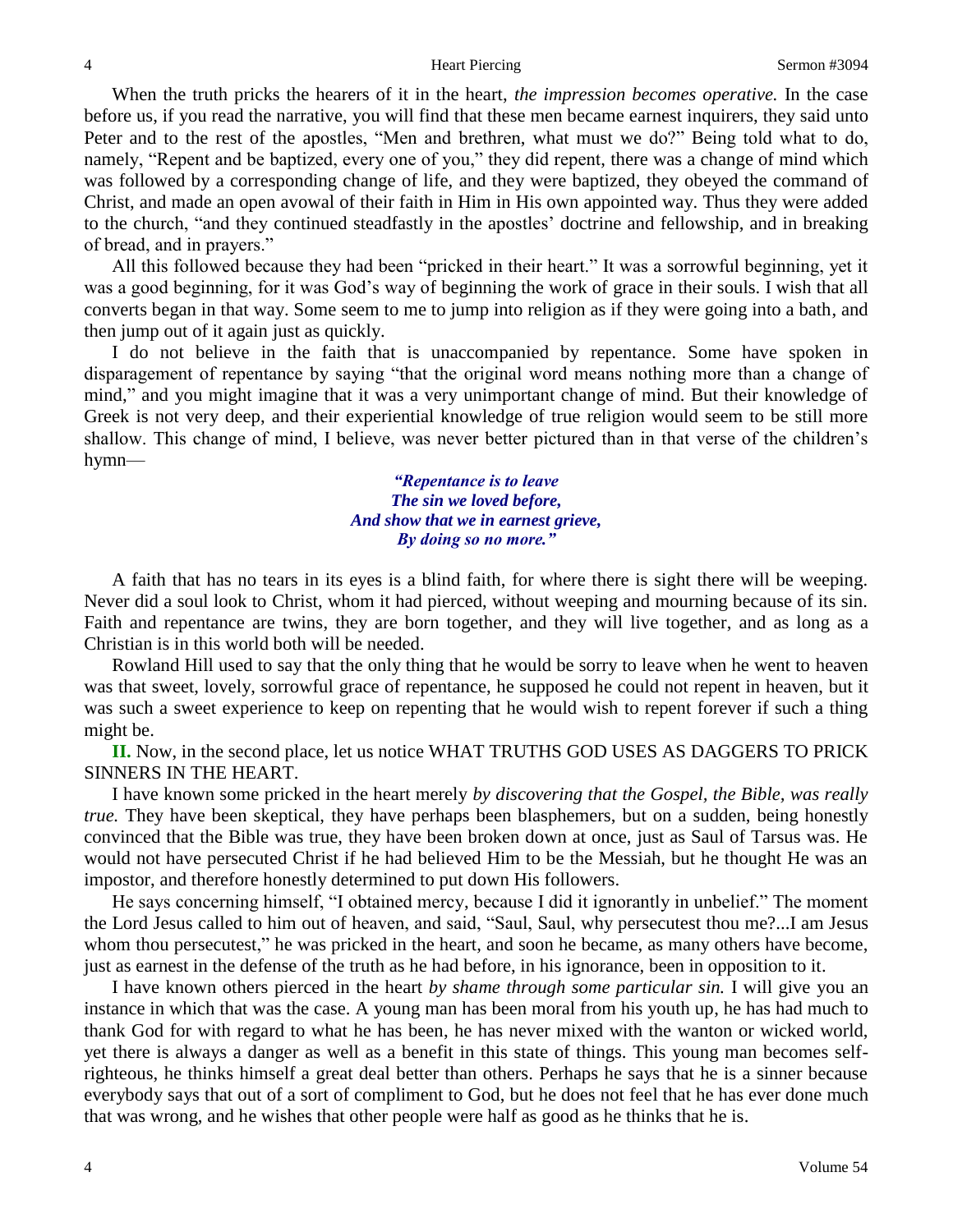When the truth pricks the hearers of it in the heart, *the impression becomes operative.* In the case before us, if you read the narrative, you will find that these men became earnest inquirers, they said unto Peter and to the rest of the apostles, "Men and brethren, what must we do?" Being told what to do, namely, "Repent and be baptized, every one of you," they did repent, there was a change of mind which was followed by a corresponding change of life, and they were baptized, they obeyed the command of Christ, and made an open avowal of their faith in Him in His own appointed way. Thus they were added to the church, "and they continued steadfastly in the apostles' doctrine and fellowship, and in breaking of bread, and in prayers."

All this followed because they had been "pricked in their heart." It was a sorrowful beginning, yet it was a good beginning, for it was God's way of beginning the work of grace in their souls. I wish that all converts began in that way. Some seem to me to jump into religion as if they were going into a bath, and then jump out of it again just as quickly.

I do not believe in the faith that is unaccompanied by repentance. Some have spoken in disparagement of repentance by saying "that the original word means nothing more than a change of mind," and you might imagine that it was a very unimportant change of mind. But their knowledge of Greek is not very deep, and their experiential knowledge of true religion would seem to be still more shallow. This change of mind, I believe, was never better pictured than in that verse of the children's hymn—

> ***"Repentance is to leave***
> ***The sin we loved before,***
> ***And show that we in earnest grieve,***
> ***By doing so no more."***

A faith that has no tears in its eyes is a blind faith, for where there is sight there will be weeping. Never did a soul look to Christ, whom it had pierced, without weeping and mourning because of its sin. Faith and repentance are twins, they are born together, and they will live together, and as long as a Christian is in this world both will be needed.

Rowland Hill used to say that the only thing that he would be sorry to leave when he went to heaven was that sweet, lovely, sorrowful grace of repentance, he supposed he could not repent in heaven, but it was such a sweet experience to keep on repenting that he would wish to repent forever if such a thing might be.

**II.** Now, in the second place, let us notice WHAT TRUTHS GOD USES AS DAGGERS TO PRICK SINNERS IN THE HEART.

I have known some pricked in the heart merely *by discovering that the Gospel, the Bible, was really true.* They have been skeptical, they have perhaps been blasphemers, but on a sudden, being honestly convinced that the Bible was true, they have been broken down at once, just as Saul of Tarsus was. He would not have persecuted Christ if he had believed Him to be the Messiah, but he thought He was an impostor, and therefore honestly determined to put down His followers.

He says concerning himself, "I obtained mercy, because I did it ignorantly in unbelief." The moment the Lord Jesus called to him out of heaven, and said, "Saul, Saul, why persecutest thou me?...I am Jesus whom thou persecutest," he was pricked in the heart, and soon he became, as many others have become, just as earnest in the defense of the truth as he had before, in his ignorance, been in opposition to it.

I have known others pierced in the heart *by shame through some particular sin.* I will give you an instance in which that was the case. A young man has been moral from his youth up, he has had much to thank God for with regard to what he has been, he has never mixed with the wanton or wicked world, yet there is always a danger as well as a benefit in this state of things. This young man becomes self-righteous, he thinks himself a great deal better than others. Perhaps he says that he is a sinner because everybody says that out of a sort of compliment to God, but he does not feel that he has ever done much that was wrong, and he wishes that other people were half as good as he thinks that he is.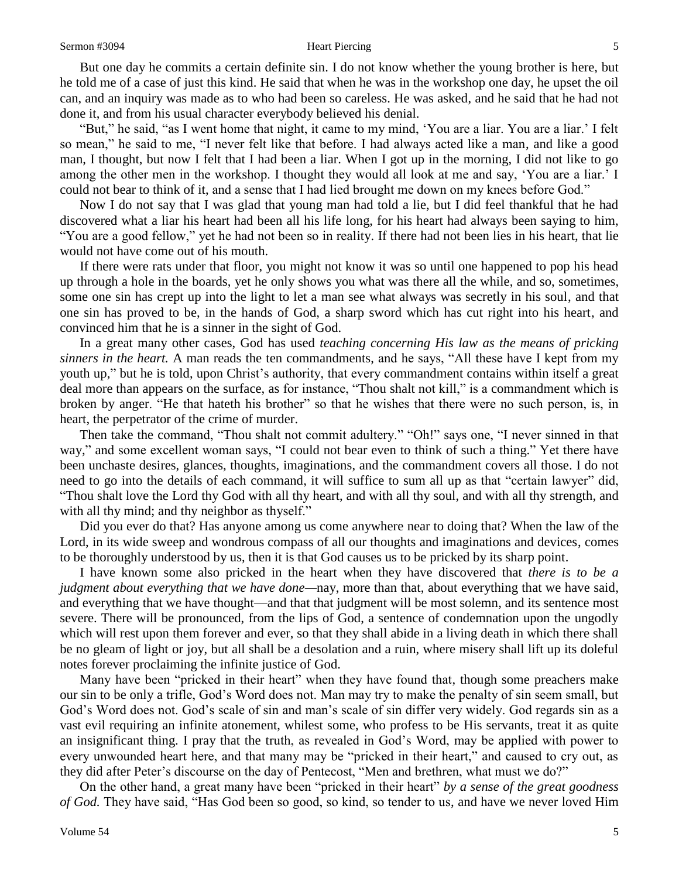But one day he commits a certain definite sin. I do not know whether the young brother is here, but he told me of a case of just this kind. He said that when he was in the workshop one day, he upset the oil can, and an inquiry was made as to who had been so careless. He was asked, and he said that he had not done it, and from his usual character everybody believed his denial.

"But," he said, "as I went home that night, it came to my mind, 'You are a liar. You are a liar.' I felt so mean," he said to me, "I never felt like that before. I had always acted like a man, and like a good man, I thought, but now I felt that I had been a liar. When I got up in the morning, I did not like to go among the other men in the workshop. I thought they would all look at me and say, 'You are a liar.' I could not bear to think of it, and a sense that I had lied brought me down on my knees before God."

Now I do not say that I was glad that young man had told a lie, but I did feel thankful that he had discovered what a liar his heart had been all his life long, for his heart had always been saying to him, "You are a good fellow," yet he had not been so in reality. If there had not been lies in his heart, that lie would not have come out of his mouth.

If there were rats under that floor, you might not know it was so until one happened to pop his head up through a hole in the boards, yet he only shows you what was there all the while, and so, sometimes, some one sin has crept up into the light to let a man see what always was secretly in his soul, and that one sin has proved to be, in the hands of God, a sharp sword which has cut right into his heart, and convinced him that he is a sinner in the sight of God.

In a great many other cases, God has used *teaching concerning His law as the means of pricking sinners in the heart.* A man reads the ten commandments, and he says, "All these have I kept from my youth up," but he is told, upon Christ's authority, that every commandment contains within itself a great deal more than appears on the surface, as for instance, "Thou shalt not kill," is a commandment which is broken by anger. "He that hateth his brother" so that he wishes that there were no such person, is, in heart, the perpetrator of the crime of murder.

Then take the command, "Thou shalt not commit adultery." "Oh!" says one, "I never sinned in that way," and some excellent woman says, "I could not bear even to think of such a thing." Yet there have been unchaste desires, glances, thoughts, imaginations, and the commandment covers all those. I do not need to go into the details of each command, it will suffice to sum all up as that "certain lawyer" did, "Thou shalt love the Lord thy God with all thy heart, and with all thy soul, and with all thy strength, and with all thy mind; and thy neighbor as thyself."

Did you ever do that? Has anyone among us come anywhere near to doing that? When the law of the Lord, in its wide sweep and wondrous compass of all our thoughts and imaginations and devices, comes to be thoroughly understood by us, then it is that God causes us to be pricked by its sharp point.

I have known some also pricked in the heart when they have discovered that *there is to be a judgment about everything that we have done*—nay, more than that, about everything that we have said, and everything that we have thought—and that that judgment will be most solemn, and its sentence most severe. There will be pronounced, from the lips of God, a sentence of condemnation upon the ungodly which will rest upon them forever and ever, so that they shall abide in a living death in which there shall be no gleam of light or joy, but all shall be a desolation and a ruin, where misery shall lift up its doleful notes forever proclaiming the infinite justice of God.

Many have been "pricked in their heart" when they have found that, though some preachers make our sin to be only a trifle, God's Word does not. Man may try to make the penalty of sin seem small, but God's Word does not. God's scale of sin and man's scale of sin differ very widely. God regards sin as a vast evil requiring an infinite atonement, whilest some, who profess to be His servants, treat it as quite an insignificant thing. I pray that the truth, as revealed in God's Word, may be applied with power to every unwounded heart here, and that many may be "pricked in their heart," and caused to cry out, as they did after Peter's discourse on the day of Pentecost, "Men and brethren, what must we do?"

On the other hand, a great many have been "pricked in their heart" *by a sense of the great goodness of God.* They have said, "Has God been so good, so kind, so tender to us, and have we never loved Him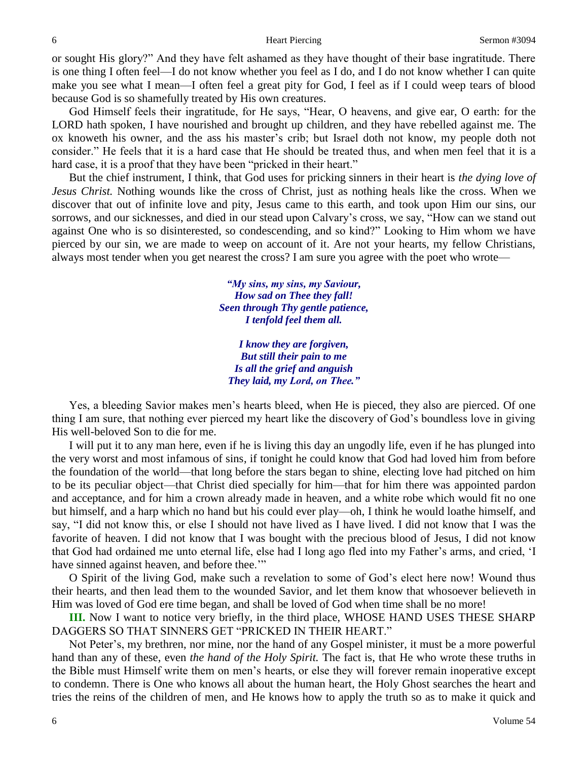or sought His glory?" And they have felt ashamed as they have thought of their base ingratitude. There is one thing I often feel—I do not know whether you feel as I do, and I do not know whether I can quite make you see what I mean—I often feel a great pity for God, I feel as if I could weep tears of blood because God is so shamefully treated by His own creatures.

God Himself feels their ingratitude, for He says, "Hear, O heavens, and give ear, O earth: for the LORD hath spoken, I have nourished and brought up children, and they have rebelled against me. The ox knoweth his owner, and the ass his master's crib; but Israel doth not know, my people doth not consider." He feels that it is a hard case that He should be treated thus, and when men feel that it is a hard case, it is a proof that they have been "pricked in their heart."

But the chief instrument, I think, that God uses for pricking sinners in their heart is *the dying love of Jesus Christ.* Nothing wounds like the cross of Christ, just as nothing heals like the cross. When we discover that out of infinite love and pity, Jesus came to this earth, and took upon Him our sins, our sorrows, and our sicknesses, and died in our stead upon Calvary's cross, we say, "How can we stand out against One who is so disinterested, so condescending, and so kind?" Looking to Him whom we have pierced by our sin, we are made to weep on account of it. Are not your hearts, my fellow Christians, always most tender when you get nearest the cross? I am sure you agree with the poet who wrote—

> ***"My sins, my sins, my Saviour,***
> ***How sad on Thee they fall!***
> ***Seen through Thy gentle patience,***
> ***I tenfold feel them all.***
>
> ***I know they are forgiven,***
> ***But still their pain to me***
> ***Is all the grief and anguish***
> ***They laid, my Lord, on Thee."***

Yes, a bleeding Savior makes men's hearts bleed, when He is pieced, they also are pierced. Of one thing I am sure, that nothing ever pierced my heart like the discovery of God's boundless love in giving His well-beloved Son to die for me.

I will put it to any man here, even if he is living this day an ungodly life, even if he has plunged into the very worst and most infamous of sins, if tonight he could know that God had loved him from before the foundation of the world—that long before the stars began to shine, electing love had pitched on him to be its peculiar object—that Christ died specially for him—that for him there was appointed pardon and acceptance, and for him a crown already made in heaven, and a white robe which would fit no one but himself, and a harp which no hand but his could ever play—oh, I think he would loathe himself, and say, "I did not know this, or else I should not have lived as I have lived. I did not know that I was the favorite of heaven. I did not know that I was bought with the precious blood of Jesus, I did not know that God had ordained me unto eternal life, else had I long ago fled into my Father's arms, and cried, 'I have sinned against heaven, and before thee.'"

O Spirit of the living God, make such a revelation to some of God's elect here now! Wound thus their hearts, and then lead them to the wounded Savior, and let them know that whosoever believeth in Him was loved of God ere time began, and shall be loved of God when time shall be no more!

**III.** Now I want to notice very briefly, in the third place, WHOSE HAND USES THESE SHARP DAGGERS SO THAT SINNERS GET "PRICKED IN THEIR HEART."

Not Peter's, my brethren, nor mine, nor the hand of any Gospel minister, it must be a more powerful hand than any of these, even *the hand of the Holy Spirit.* The fact is, that He who wrote these truths in the Bible must Himself write them on men's hearts, or else they will forever remain inoperative except to condemn. There is One who knows all about the human heart, the Holy Ghost searches the heart and tries the reins of the children of men, and He knows how to apply the truth so as to make it quick and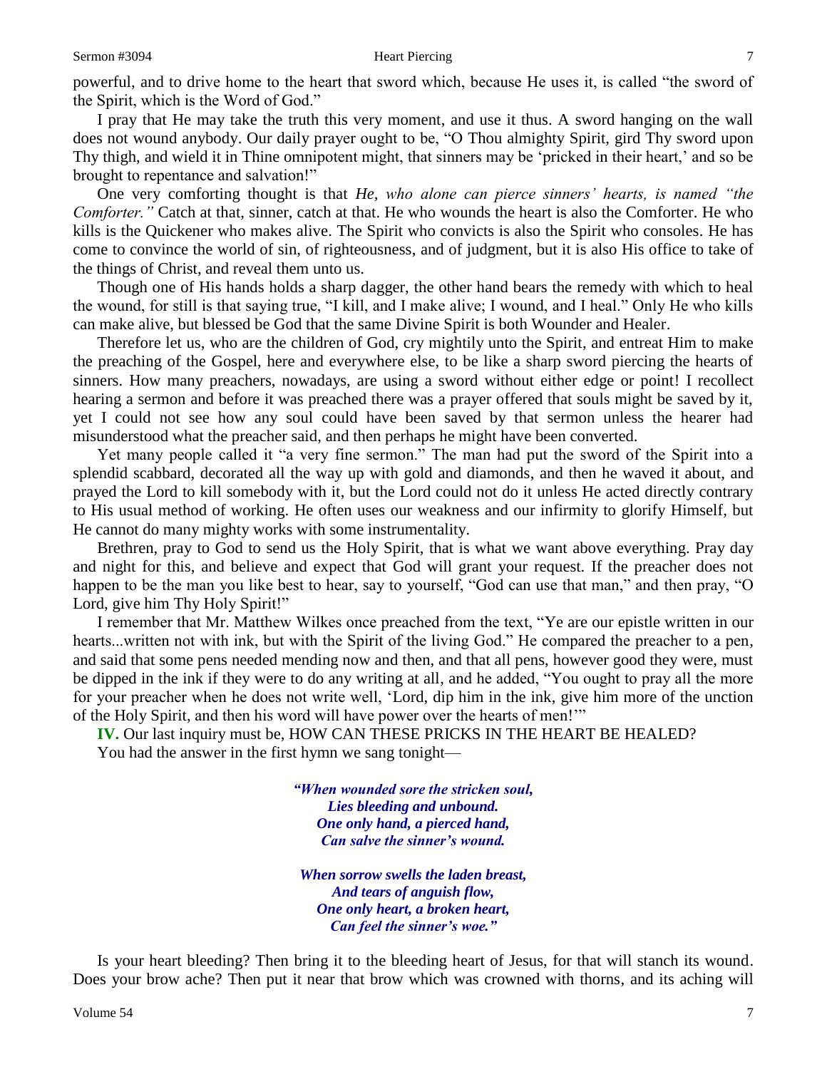powerful, and to drive home to the heart that sword which, because He uses it, is called "the sword of the Spirit, which is the Word of God."

I pray that He may take the truth this very moment, and use it thus. A sword hanging on the wall does not wound anybody. Our daily prayer ought to be, "O Thou almighty Spirit, gird Thy sword upon Thy thigh, and wield it in Thine omnipotent might, that sinners may be 'pricked in their heart,' and so be brought to repentance and salvation!"

One very comforting thought is that *He, who alone can pierce sinners' hearts, is named "the Comforter."* Catch at that, sinner, catch at that. He who wounds the heart is also the Comforter. He who kills is the Quickener who makes alive. The Spirit who convicts is also the Spirit who consoles. He has come to convince the world of sin, of righteousness, and of judgment, but it is also His office to take of the things of Christ, and reveal them unto us.

Though one of His hands holds a sharp dagger, the other hand bears the remedy with which to heal the wound, for still is that saying true, "I kill, and I make alive; I wound, and I heal." Only He who kills can make alive, but blessed be God that the same Divine Spirit is both Wounder and Healer.

Therefore let us, who are the children of God, cry mightily unto the Spirit, and entreat Him to make the preaching of the Gospel, here and everywhere else, to be like a sharp sword piercing the hearts of sinners. How many preachers, nowadays, are using a sword without either edge or point! I recollect hearing a sermon and before it was preached there was a prayer offered that souls might be saved by it, yet I could not see how any soul could have been saved by that sermon unless the hearer had misunderstood what the preacher said, and then perhaps he might have been converted.

Yet many people called it "a very fine sermon." The man had put the sword of the Spirit into a splendid scabbard, decorated all the way up with gold and diamonds, and then he waved it about, and prayed the Lord to kill somebody with it, but the Lord could not do it unless He acted directly contrary to His usual method of working. He often uses our weakness and our infirmity to glorify Himself, but He cannot do many mighty works with some instrumentality.

Brethren, pray to God to send us the Holy Spirit, that is what we want above everything. Pray day and night for this, and believe and expect that God will grant your request. If the preacher does not happen to be the man you like best to hear, say to yourself, "God can use that man," and then pray, "O Lord, give him Thy Holy Spirit!"

I remember that Mr. Matthew Wilkes once preached from the text, "Ye are our epistle written in our hearts...written not with ink, but with the Spirit of the living God." He compared the preacher to a pen, and said that some pens needed mending now and then, and that all pens, however good they were, must be dipped in the ink if they were to do any writing at all, and he added, "You ought to pray all the more for your preacher when he does not write well, 'Lord, dip him in the ink, give him more of the unction of the Holy Spirit, and then his word will have power over the hearts of men!'"

**IV.** Our last inquiry must be, HOW CAN THESE PRICKS IN THE HEART BE HEALED?

You had the answer in the first hymn we sang tonight—

> ***"When wounded sore the stricken soul,***
> ***Lies bleeding and unbound.***
> ***One only hand, a pierced hand,***
> ***Can salve the sinner's wound.***
>
> ***When sorrow swells the laden breast,***
> ***And tears of anguish flow,***
> ***One only heart, a broken heart,***
> ***Can feel the sinner's woe."***

Is your heart bleeding? Then bring it to the bleeding heart of Jesus, for that will stanch its wound. Does your brow ache? Then put it near that brow which was crowned with thorns, and its aching will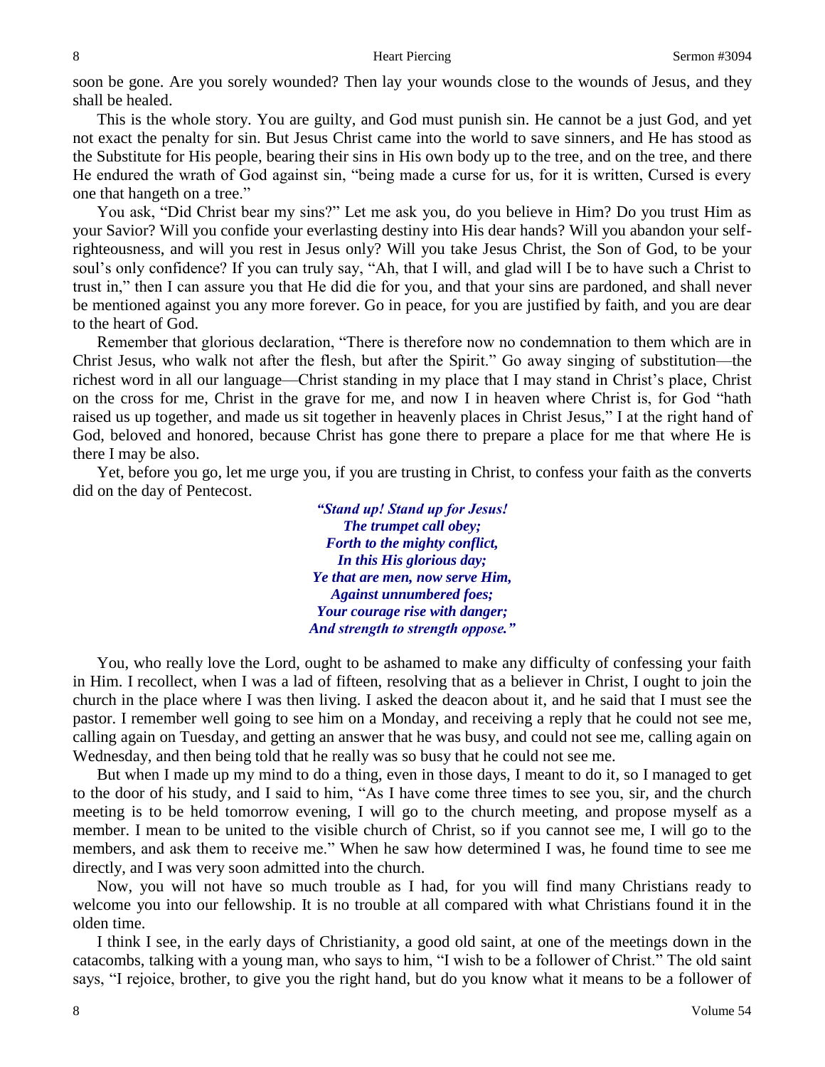soon be gone. Are you sorely wounded? Then lay your wounds close to the wounds of Jesus, and they shall be healed.

This is the whole story. You are guilty, and God must punish sin. He cannot be a just God, and yet not exact the penalty for sin. But Jesus Christ came into the world to save sinners, and He has stood as the Substitute for His people, bearing their sins in His own body up to the tree, and on the tree, and there He endured the wrath of God against sin, "being made a curse for us, for it is written, Cursed is every one that hangeth on a tree."

You ask, "Did Christ bear my sins?" Let me ask you, do you believe in Him? Do you trust Him as your Savior? Will you confide your everlasting destiny into His dear hands? Will you abandon your self-righteousness, and will you rest in Jesus only? Will you take Jesus Christ, the Son of God, to be your soul's only confidence? If you can truly say, "Ah, that I will, and glad will I be to have such a Christ to trust in," then I can assure you that He did die for you, and that your sins are pardoned, and shall never be mentioned against you any more forever. Go in peace, for you are justified by faith, and you are dear to the heart of God.

Remember that glorious declaration, "There is therefore now no condemnation to them which are in Christ Jesus, who walk not after the flesh, but after the Spirit." Go away singing of substitution—the richest word in all our language—Christ standing in my place that I may stand in Christ's place, Christ on the cross for me, Christ in the grave for me, and now I in heaven where Christ is, for God "hath raised us up together, and made us sit together in heavenly places in Christ Jesus," I at the right hand of God, beloved and honored, because Christ has gone there to prepare a place for me that where He is there I may be also.

Yet, before you go, let me urge you, if you are trusting in Christ, to confess your faith as the converts did on the day of Pentecost.

> ***"Stand up! Stand up for Jesus!***
> ***The trumpet call obey;***
> ***Forth to the mighty conflict,***
> ***In this His glorious day;***
> ***Ye that are men, now serve Him,***
> ***Against unnumbered foes;***
> ***Your courage rise with danger;***
> ***And strength to strength oppose."***

You, who really love the Lord, ought to be ashamed to make any difficulty of confessing your faith in Him. I recollect, when I was a lad of fifteen, resolving that as a believer in Christ, I ought to join the church in the place where I was then living. I asked the deacon about it, and he said that I must see the pastor. I remember well going to see him on a Monday, and receiving a reply that he could not see me, calling again on Tuesday, and getting an answer that he was busy, and could not see me, calling again on Wednesday, and then being told that he really was so busy that he could not see me.

But when I made up my mind to do a thing, even in those days, I meant to do it, so I managed to get to the door of his study, and I said to him, "As I have come three times to see you, sir, and the church meeting is to be held tomorrow evening, I will go to the church meeting, and propose myself as a member. I mean to be united to the visible church of Christ, so if you cannot see me, I will go to the members, and ask them to receive me." When he saw how determined I was, he found time to see me directly, and I was very soon admitted into the church.

Now, you will not have so much trouble as I had, for you will find many Christians ready to welcome you into our fellowship. It is no trouble at all compared with what Christians found it in the olden time.

I think I see, in the early days of Christianity, a good old saint, at one of the meetings down in the catacombs, talking with a young man, who says to him, "I wish to be a follower of Christ." The old saint says, "I rejoice, brother, to give you the right hand, but do you know what it means to be a follower of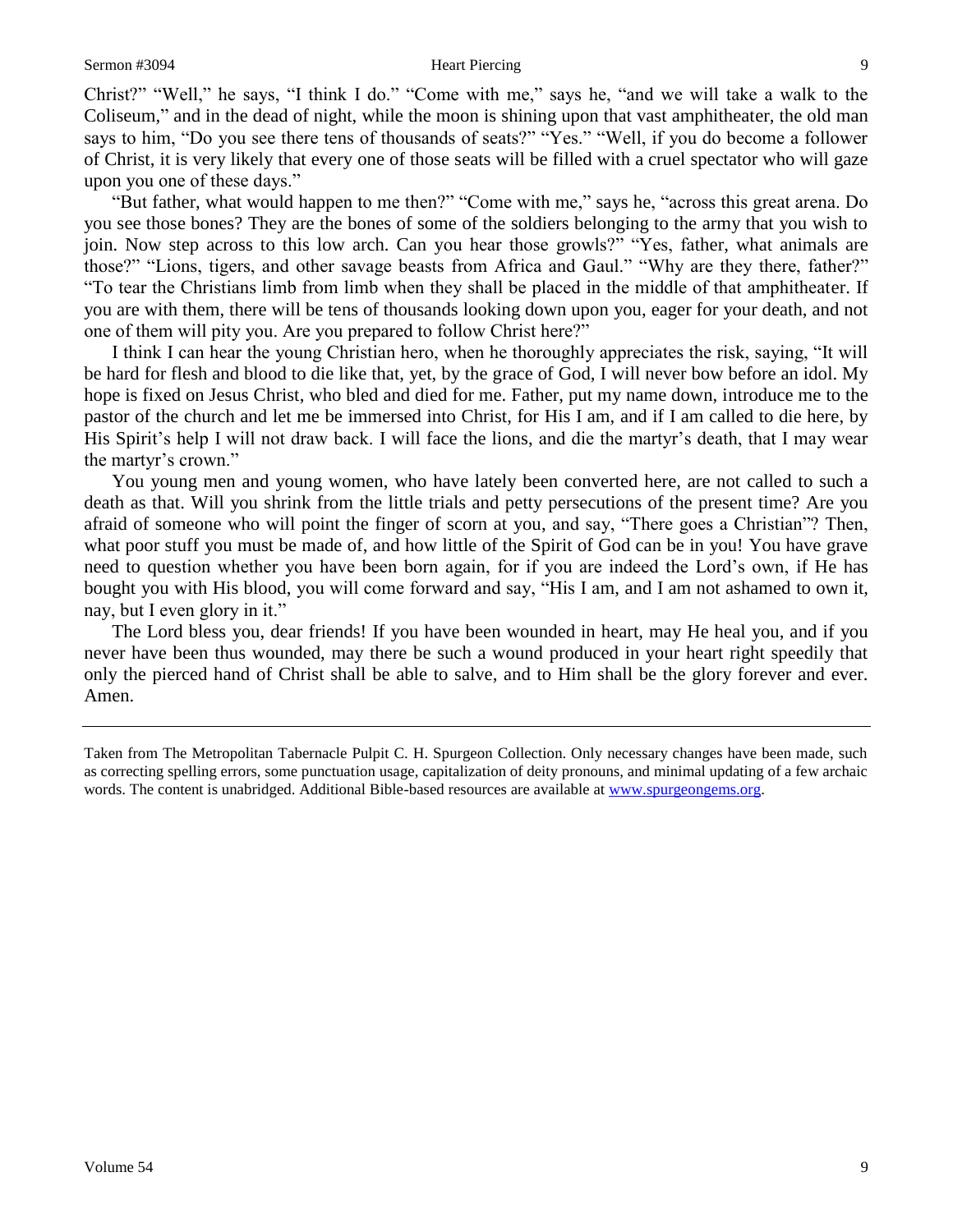Christ?" "Well," he says, "I think I do." "Come with me," says he, "and we will take a walk to the Coliseum," and in the dead of night, while the moon is shining upon that vast amphitheater, the old man says to him, "Do you see there tens of thousands of seats?" "Yes." "Well, if you do become a follower of Christ, it is very likely that every one of those seats will be filled with a cruel spectator who will gaze upon you one of these days."

"But father, what would happen to me then?" "Come with me," says he, "across this great arena. Do you see those bones? They are the bones of some of the soldiers belonging to the army that you wish to join. Now step across to this low arch. Can you hear those growls?" "Yes, father, what animals are those?" "Lions, tigers, and other savage beasts from Africa and Gaul." "Why are they there, father?" "To tear the Christians limb from limb when they shall be placed in the middle of that amphitheater. If you are with them, there will be tens of thousands looking down upon you, eager for your death, and not one of them will pity you. Are you prepared to follow Christ here?"

I think I can hear the young Christian hero, when he thoroughly appreciates the risk, saying, "It will be hard for flesh and blood to die like that, yet, by the grace of God, I will never bow before an idol. My hope is fixed on Jesus Christ, who bled and died for me. Father, put my name down, introduce me to the pastor of the church and let me be immersed into Christ, for His I am, and if I am called to die here, by His Spirit's help I will not draw back. I will face the lions, and die the martyr's death, that I may wear the martyr's crown."

You young men and young women, who have lately been converted here, are not called to such a death as that. Will you shrink from the little trials and petty persecutions of the present time? Are you afraid of someone who will point the finger of scorn at you, and say, "There goes a Christian"? Then, what poor stuff you must be made of, and how little of the Spirit of God can be in you! You have grave need to question whether you have been born again, for if you are indeed the Lord's own, if He has bought you with His blood, you will come forward and say, "His I am, and I am not ashamed to own it, nay, but I even glory in it."

The Lord bless you, dear friends! If you have been wounded in heart, may He heal you, and if you never have been thus wounded, may there be such a wound produced in your heart right speedily that only the pierced hand of Christ shall be able to salve, and to Him shall be the glory forever and ever. Amen.

---

Taken from The Metropolitan Tabernacle Pulpit C. H. Spurgeon Collection. Only necessary changes have been made, such as correcting spelling errors, some punctuation usage, capitalization of deity pronouns, and minimal updating of a few archaic words. The content is unabridged. Additional Bible-based resources are available at www.spurgeongems.org.